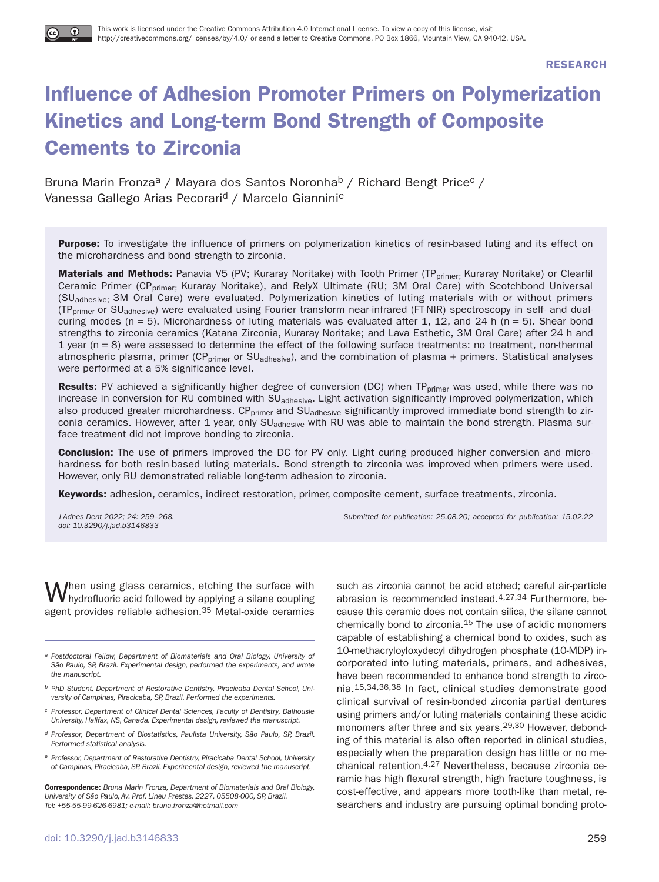This work is licensed under the Creative Commons Attribution 4.0 International License. To view a copy of this license, visit http://creativecommons.org/licenses/by/4.0/ or send a letter to Creative Commons, PO Box 1866, Mountain View, CA 94042, USA.

RESEARCH

# Influence of Adhesion Promoter Primers on Polymerization Kinetics and Long-term Bond Strength of Composite Cements to Zirconia

Bruna Marin Fronza[a] / Mayara dos Santos Noronha[b] / Richard Bengt Price[c] / Vanessa Gallego Arias Pecorari[d] / Marcelo Giannini[e]

**Purpose:** To investigate the influence of primers on polymerization kinetics of resin-based luting and its effect on the microhardness and bond strength to zirconia.

**Materials and Methods:** Panavia V5 (PV; Kuraray Noritake) with Tooth Primer ($TP_{primer}$; Kuraray Noritake) or Clearfil Ceramic Primer ($CP_{primer}$; Kuraray Noritake), and RelyX Ultimate (RU; 3M Oral Care) with Scotchbond Universal ($SU_{adhesive}$; 3M Oral Care) were evaluated. Polymerization kinetics of luting materials with or without primers ($TP_{primer}$ or $SU_{adhesive}$) were evaluated using Fourier transform near-infrared (FT-NIR) spectroscopy in self- and dual-curing modes (n = 5). Microhardness of luting materials was evaluated after 1, 12, and 24 h (n = 5). Shear bond strengths to zirconia ceramics (Katana Zirconia, Kuraray Noritake; and Lava Esthetic, 3M Oral Care) after 24 h and 1 year (n = 8) were assessed to determine the effect of the following surface treatments: no treatment, non-thermal atmospheric plasma, primer ($CP_{primer}$ or $SU_{adhesive}$), and the combination of plasma + primers. Statistical analyses were performed at a 5% significance level.

**Results:** PV achieved a significantly higher degree of conversion (DC) when $TP_{primer}$ was used, while there was no increase in conversion for RU combined with $SU_{adhesive}$. Light activation significantly improved polymerization, which also produced greater microhardness. $CP_{primer}$ and $SU_{adhesive}$ significantly improved immediate bond strength to zirconia ceramics. However, after 1 year, only $SU_{adhesive}$ with RU was able to maintain the bond strength. Plasma surface treatment did not improve bonding to zirconia.

**Conclusion:** The use of primers improved the DC for PV only. Light curing produced higher conversion and microhardness for both resin-based luting materials. Bond strength to zirconia was improved when primers were used. However, only RU demonstrated reliable long-term adhesion to zirconia.

**Keywords:** adhesion, ceramics, indirect restoration, primer, composite cement, surface treatments, zirconia.

*J Adhes Dent 2022; 24: 259–268.*
*doi: 10.3290/j.jad.b3146833*

*Submitted for publication: 25.08.20; accepted for publication: 15.02.22*

When using glass ceramics, etching the surface with hydrofluoric acid followed by applying a silane coupling agent provides reliable adhesion.[35] Metal-oxide ceramics such as zirconia cannot be acid etched; careful air-particle abrasion is recommended instead.[4,27,34] Furthermore, because this ceramic does not contain silica, the silane cannot chemically bond to zirconia.[15] The use of acidic monomers capable of establishing a chemical bond to oxides, such as 10-methacryloyloxydecyl dihydrogen phosphate (10-MDP) incorporated into luting materials, primers, and adhesives, have been recommended to enhance bond strength to zirconia.[15,34,36,38] In fact, clinical studies demonstrate good clinical survival of resin-bonded zirconia partial dentures using primers and/or luting materials containing these acidic monomers after three and six years.[29,30] However, debonding of this material is also often reported in clinical studies, especially when the preparation design has little or no mechanical retention.[4,27] Nevertheless, because zirconia ceramic has high flexural strength, high fracture toughness, is cost-effective, and appears more tooth-like than metal, researchers and industry are pursuing optimal bonding proto-

[a] *Postdoctoral Fellow, Department of Biomaterials and Oral Biology, University of São Paulo, SP, Brazil. Experimental design, performed the experiments, and wrote the manuscript.*

[b] *PhD Student, Department of Restorative Dentistry, Piracicaba Dental School, University of Campinas, Piracicaba, SP, Brazil. Performed the experiments.*

[c] *Professor, Department of Clinical Dental Sciences, Faculty of Dentistry, Dalhousie University, Halifax, NS, Canada. Experimental design, reviewed the manuscript.*

[d] *Professor, Department of Biostatistics, Paulista University, São Paulo, SP, Brazil. Performed statistical analysis.*

[e] *Professor, Department of Restorative Dentistry, Piracicaba Dental School, University of Campinas, Piracicaba, SP, Brazil. Experimental design, reviewed the manuscript.*

**Correspondence:** *Bruna Marin Fronza, Department of Biomaterials and Oral Biology, University of São Paulo, Av. Prof. Lineu Prestes, 2227, 05508-000, SP, Brazil. Tel: +55-55-99-626-6981; e-mail: bruna.fronza@hotmail.com*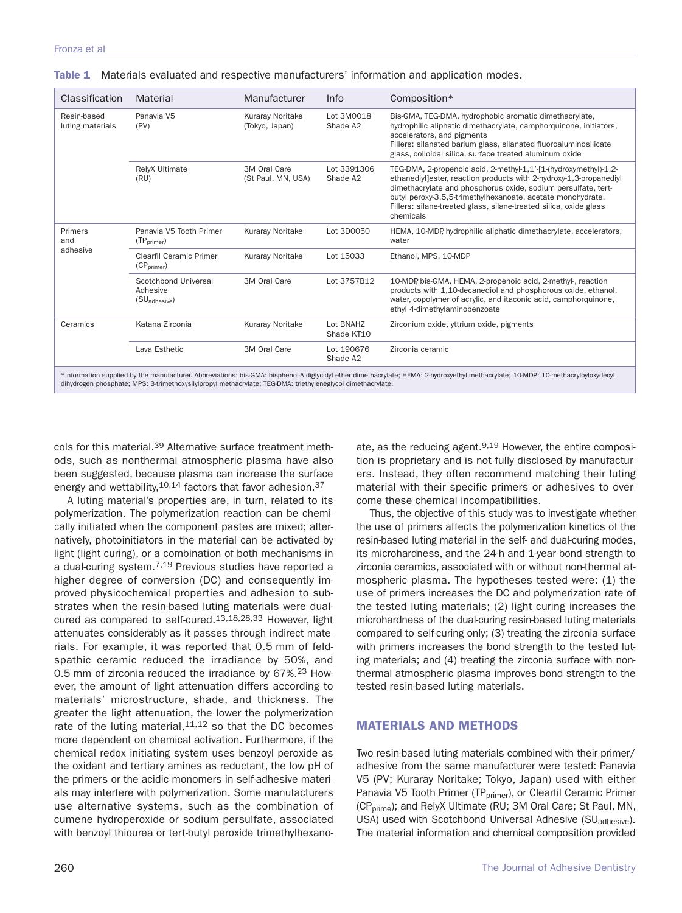**Table 1** Materials evaluated and respective manufacturers' information and application modes.

| Classification | Material | Manufacturer | Info | Composition* |
|---|---|---|---|---|
| Resin-based luting materials | Panavia V5 (PV) | Kuraray Noritake (Tokyo, Japan) | Lot 3M0018 Shade A2 | Bis-GMA, TEG-DMA, hydrophobic aromatic dimethacrylate, hydrophilic aliphatic dimethacrylate, camphorquinone, initiators, accelerators, and pigments Fillers: silanated barium glass, silanated fluoroaluminosilicate glass, colloidal silica, surface treated aluminum oxide |
| | RelyX Ultimate (RU) | 3M Oral Care (St Paul, MN, USA) | Lot 3391306 Shade A2 | TEG-DMA, 2-propenoic acid, 2-methyl-1,1'-[1-(hydroxymethyl)-1,2-ethanediyl]ester, reaction products with 2-hydroxy-1,3-propanediyl dimethacrylate and phosphorus oxide, sodium persulfate, tert-butyl peroxy-3,5,5-trimethylhexanoate, acetate monohydrate. Fillers: silane-treated glass, silane-treated silica, oxide glass chemicals |
| Primers and adhesive | Panavia V5 Tooth Primer ($TP_{primer}$) | Kuraray Noritake | Lot 3D0050 | HEMA, 10-MDP, hydrophilic aliphatic dimethacrylate, accelerators, water |
| | Clearfil Ceramic Primer ($CP_{primer}$) | Kuraray Noritake | Lot 15033 | Ethanol, MPS, 10-MDP |
| | Scotchbond Universal Adhesive ($SU_{adhesive}$) | 3M Oral Care | Lot 3757B12 | 10-MDP, bis-GMA, HEMA, 2-propenoic acid, 2-methyl-, reaction products with 1,10-decanediol and phosphorous oxide, ethanol, water, copolymer of acrylic, and itaconic acid, camphorquinone, ethyl 4-dimethylaminobenzoate |
| Ceramics | Katana Zirconia | Kuraray Noritake | Lot BNAHZ Shade KT10 | Zirconium oxide, yttrium oxide, pigments |
| | Lava Esthetic | 3M Oral Care | Lot 190676 Shade A2 | Zirconia ceramic |

*Information supplied by the manufacturer. Abbreviations: bis-GMA: bisphenol-A diglycidyl ether dimethacrylate; HEMA: 2-hydroxyethyl methacrylate; 10-MDP: 10-methacryloyloxydecyl dihydrogen phosphate; MPS: 3-trimethoxysilylpropyl methacrylate; TEG-DMA: triethyleneglycol dimethacrylate.

cols for this material.[39] Alternative surface treatment methods, such as nonthermal atmospheric plasma have also been suggested, because plasma can increase the surface energy and wettability,[10,14] factors that favor adhesion.[37]

A luting material's properties are, in turn, related to its polymerization. The polymerization reaction can be chemically initiated when the component pastes are mixed; alternatively, photoinitiators in the material can be activated by light (light curing), or a combination of both mechanisms in a dual-curing system.[7,19] Previous studies have reported a higher degree of conversion (DC) and consequently improved physicochemical properties and adhesion to substrates when the resin-based luting materials were dual-cured as compared to self-cured.[13,18,28,33] However, light attenuates considerably as it passes through indirect materials. For example, it was reported that 0.5 mm of feldspathic ceramic reduced the irradiance by 50%, and 0.5 mm of zirconia reduced the irradiance by 67%.[23] However, the amount of light attenuation differs according to materials' microstructure, shade, and thickness. The greater the light attenuation, the lower the polymerization rate of the luting material,[11,12] so that the DC becomes more dependent on chemical activation. Furthermore, if the chemical redox initiating system uses benzoyl peroxide as the oxidant and tertiary amines as reductant, the low pH of the primers or the acidic monomers in self-adhesive materials may interfere with polymerization. Some manufacturers use alternative systems, such as the combination of cumene hydroperoxide or sodium persulfate, associated with benzoyl thiourea or tert-butyl peroxide trimethylhexanoate, as the reducing agent.[9,19] However, the entire composition is proprietary and is not fully disclosed by manufacturers. Instead, they often recommend matching their luting material with their specific primers or adhesives to overcome these chemical incompatibilities.

Thus, the objective of this study was to investigate whether the use of primers affects the polymerization kinetics of the resin-based luting material in the self- and dual-curing modes, its microhardness, and the 24-h and 1-year bond strength to zirconia ceramics, associated with or without non-thermal atmospheric plasma. The hypotheses tested were: (1) the use of primers increases the DC and polymerization rate of the tested luting materials; (2) light curing increases the microhardness of the dual-curing resin-based luting materials compared to self-curing only; (3) treating the zirconia surface with primers increases the bond strength to the tested luting materials; and (4) treating the zirconia surface with nonthermal atmospheric plasma improves bond strength to the tested resin-based luting materials.

## MATERIALS AND METHODS

Two resin-based luting materials combined with their primer/adhesive from the same manufacturer were tested: Panavia V5 (PV; Kuraray Noritake; Tokyo, Japan) used with either Panavia V5 Tooth Primer ($TP_{primer}$), or Clearfil Ceramic Primer ($CP_{prime}$); and RelyX Ultimate (RU; 3M Oral Care; St Paul, MN, USA) used with Scotchbond Universal Adhesive ($SU_{adhesive}$). The material information and chemical composition provided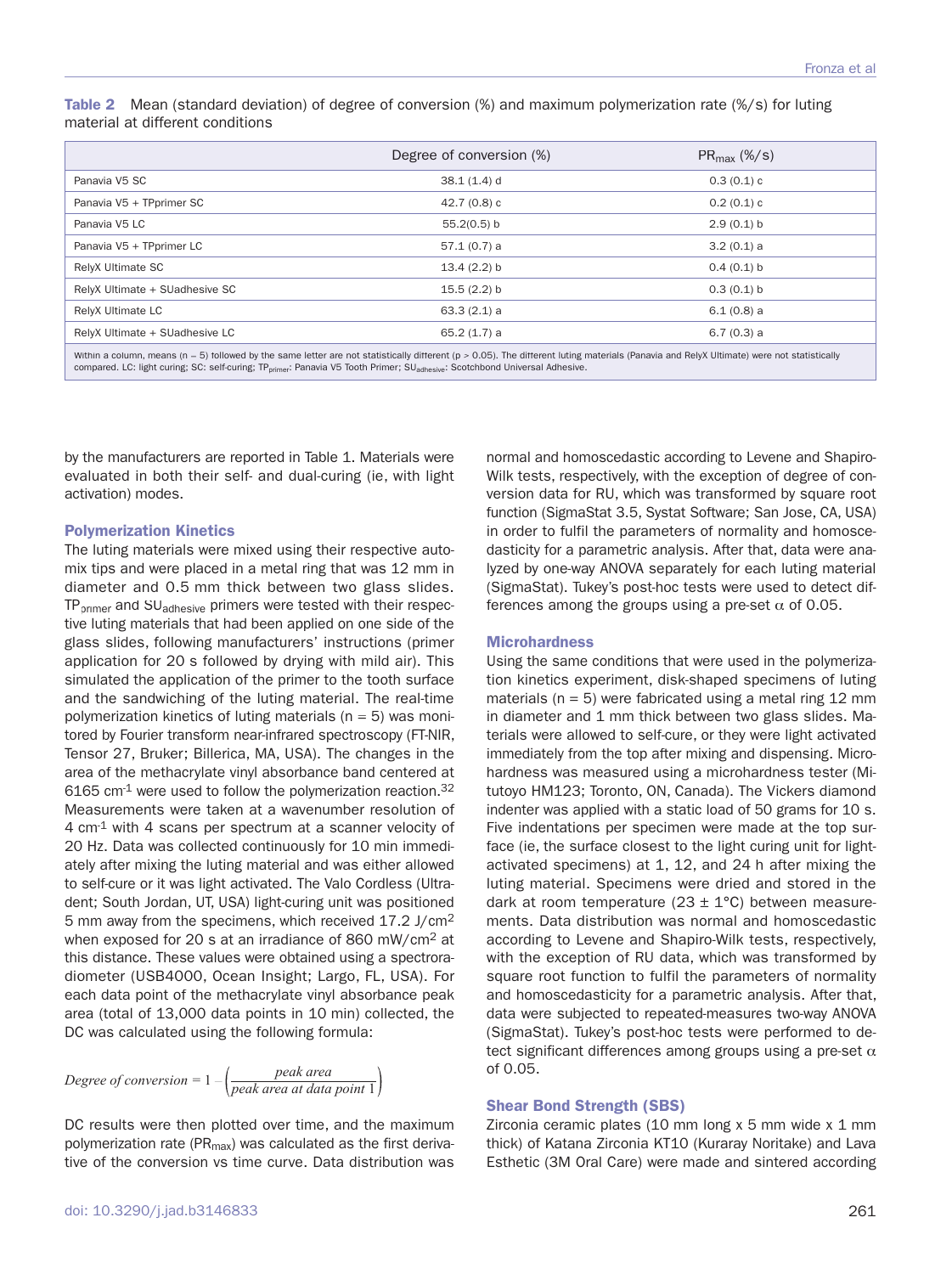**Table 2** Mean (standard deviation) of degree of conversion (%) and maximum polymerization rate (%/s) for luting material at different conditions

| | Degree of conversion (%) | $PR_{max}$ (%/s) |
|---|---|---|
| Panavia V5 SC | 38.1 (1.4) d | 0.3 (0.1) c |
| Panavia V5 + TPprimer SC | 42.7 (0.8) c | 0.2 (0.1) c |
| Panavia V5 LC | 55.2(0.5) b | 2.9 (0.1) b |
| Panavia V5 + TPprimer LC | 57.1 (0.7) a | 3.2 (0.1) a |
| RelyX Ultimate SC | 13.4 (2.2) b | 0.4 (0.1) b |
| RelyX Ultimate + SUadhesive SC | 15.5 (2.2) b | 0.3 (0.1) b |
| RelyX Ultimate LC | 63.3 (2.1) a | 6.1 (0.8) a |
| RelyX Ultimate + SUadhesive LC | 65.2 (1.7) a | 6.7 (0.3) a |

Within a column, means (n = 5) followed by the same letter are not statistically different (p > 0.05). The different luting materials (Panavia and RelyX Ultimate) were not statistically compared. LC: light curing; SC: self-curing; $TP_{primer}$: Panavia V5 Tooth Primer; $SU_{adhesive}$: Scotchbond Universal Adhesive.

by the manufacturers are reported in Table 1. Materials were evaluated in both their self- and dual-curing (ie, with light activation) modes.

### Polymerization Kinetics

The luting materials were mixed using their respective automix tips and were placed in a metal ring that was 12 mm in diameter and 0.5 mm thick between two glass slides. $TP_{primer}$ and $SU_{adhesive}$ primers were tested with their respective luting materials that had been applied on one side of the glass slides, following manufacturers' instructions (primer application for 20 s followed by drying with mild air). This simulated the application of the primer to the tooth surface and the sandwiching of the luting material. The real-time polymerization kinetics of luting materials (n = 5) was monitored by Fourier transform near-infrared spectroscopy (FT-NIR, Tensor 27, Bruker; Billerica, MA, USA). The changes in the area of the methacrylate vinyl absorbance band centered at 6165 $cm^{-1}$ were used to follow the polymerization reaction.[32] Measurements were taken at a wavenumber resolution of 4 $cm^{-1}$ with 4 scans per spectrum at a scanner velocity of 20 Hz. Data was collected continuously for 10 min immediately after mixing the luting material and was either allowed to self-cure or it was light activated. The Valo Cordless (Ultradent; South Jordan, UT, USA) light-curing unit was positioned 5 mm away from the specimens, which received 17.2 J/$cm^2$ when exposed for 20 s at an irradiance of 860 mW/$cm^2$ at this distance. These values were obtained using a spectroradiometer (USB4000, Ocean Insight; Largo, FL, USA). For each data point of the methacrylate vinyl absorbance peak area (total of 13,000 data points in 10 min) collected, the DC was calculated using the following formula:

$$Degree\ of\ conversion = 1 - \left(\frac{peak\ area}{peak\ area\ at\ data\ point\ 1}\right)$$

DC results were then plotted over time, and the maximum polymerization rate ($PR_{max}$) was calculated as the first derivative of the conversion vs time curve. Data distribution was normal and homoscedastic according to Levene and Shapiro-Wilk tests, respectively, with the exception of degree of conversion data for RU, which was transformed by square root function (SigmaStat 3.5, Systat Software; San Jose, CA, USA) in order to fulfil the parameters of normality and homoscedasticity for a parametric analysis. After that, data were analyzed by one-way ANOVA separately for each luting material (SigmaStat). Tukey's post-hoc tests were used to detect differences among the groups using a pre-set $\alpha$ of 0.05.

### Microhardness

Using the same conditions that were used in the polymerization kinetics experiment, disk-shaped specimens of luting materials (n = 5) were fabricated using a metal ring 12 mm in diameter and 1 mm thick between two glass slides. Materials were allowed to self-cure, or they were light activated immediately from the top after mixing and dispensing. Microhardness was measured using a microhardness tester (Mitutoyo HM123; Toronto, ON, Canada). The Vickers diamond indenter was applied with a static load of 50 grams for 10 s. Five indentations per specimen were made at the top surface (ie, the surface closest to the light curing unit for light-activated specimens) at 1, 12, and 24 h after mixing the luting material. Specimens were dried and stored in the dark at room temperature (23 ± 1°C) between measurements. Data distribution was normal and homoscedastic according to Levene and Shapiro-Wilk tests, respectively, with the exception of RU data, which was transformed by square root function to fulfil the parameters of normality and homoscedasticity for a parametric analysis. After that, data were subjected to repeated-measures two-way ANOVA (SigmaStat). Tukey's post-hoc tests were performed to detect significant differences among groups using a pre-set $\alpha$ of 0.05.

### Shear Bond Strength (SBS)

Zirconia ceramic plates (10 mm long x 5 mm wide x 1 mm thick) of Katana Zirconia KT10 (Kuraray Noritake) and Lava Esthetic (3M Oral Care) were made and sintered according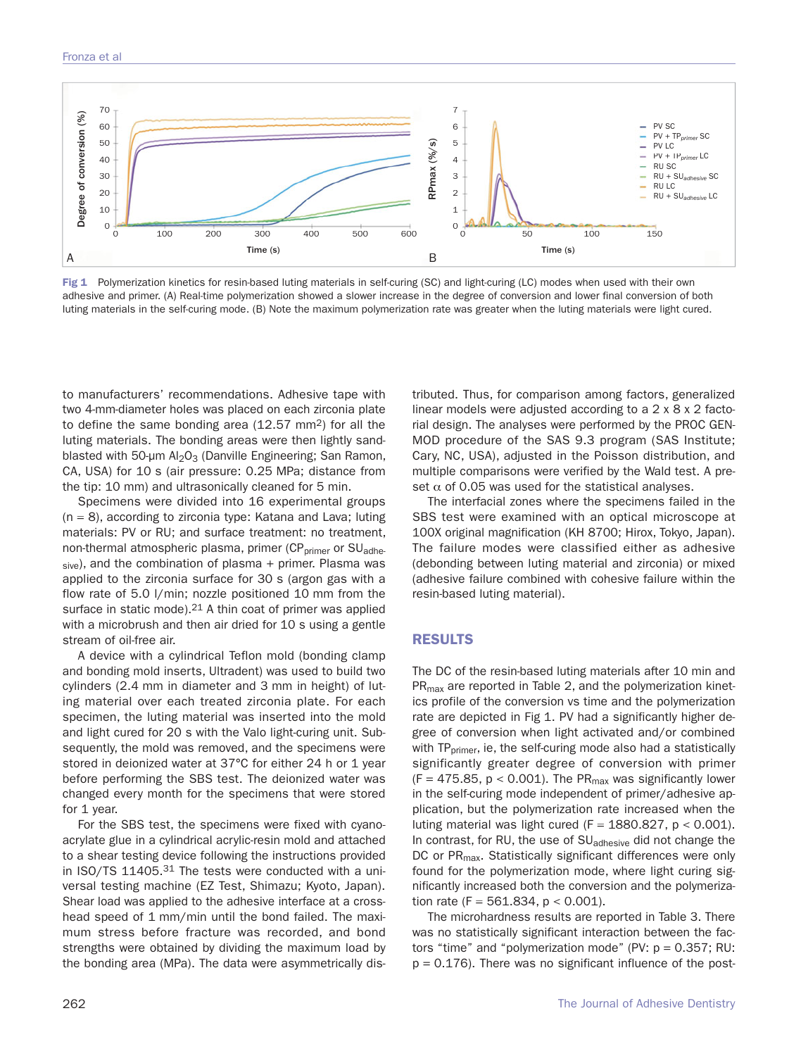Fig 1 Polymerization kinetics for resin-based luting materials in self-curing (SC) and light-curing (LC) modes when used with their own adhesive and primer. (A) Real-time polymerization showed a slower increase in the degree of conversion and lower final conversion of both luting materials in the self-curing mode. (B) Note the maximum polymerization rate was greater when the luting materials were light cured.

to manufacturers' recommendations. Adhesive tape with two 4-mm-diameter holes was placed on each zirconia plate to define the same bonding area (12.57 mm$^2$) for all the luting materials. The bonding areas were then lightly sandblasted with 50-µm $Al_2O_3$ (Danville Engineering; San Ramon, CA, USA) for 10 s (air pressure: 0.25 MPa; distance from the tip: 10 mm) and ultrasonically cleaned for 5 min.

Specimens were divided into 16 experimental groups (n = 8), according to zirconia type: Katana and Lava; luting materials: PV or RU; and surface treatment: no treatment, non-thermal atmospheric plasma, primer ($CP_{primer}$ or $SU_{adhesive}$), and the combination of plasma + primer. Plasma was applied to the zirconia surface for 30 s (argon gas with a flow rate of 5.0 l/min; nozzle positioned 10 mm from the surface in static mode).[21] A thin coat of primer was applied with a microbrush and then air dried for 10 s using a gentle stream of oil-free air.

A device with a cylindrical Teflon mold (bonding clamp and bonding mold inserts, Ultradent) was used to build two cylinders (2.4 mm in diameter and 3 mm in height) of luting material over each treated zirconia plate. For each specimen, the luting material was inserted into the mold and light cured for 20 s with the Valo light-curing unit. Subsequently, the mold was removed, and the specimens were stored in deionized water at 37°C for either 24 h or 1 year before performing the SBS test. The deionized water was changed every month for the specimens that were stored for 1 year.

For the SBS test, the specimens were fixed with cyanoacrylate glue in a cylindrical acrylic-resin mold and attached to a shear testing device following the instructions provided in ISO/TS 11405.[31] The tests were conducted with a universal testing machine (EZ Test, Shimazu; Kyoto, Japan). Shear load was applied to the adhesive interface at a crosshead speed of 1 mm/min until the bond failed. The maximum stress before fracture was recorded, and bond strengths were obtained by dividing the maximum load by the bonding area (MPa). The data were asymmetrically distributed. Thus, for comparison among factors, generalized linear models were adjusted according to a 2 x 8 x 2 factorial design. The analyses were performed by the PROC GENMOD procedure of the SAS 9.3 program (SAS Institute; Cary, NC, USA), adjusted in the Poisson distribution, and multiple comparisons were verified by the Wald test. A preset $\alpha$ of 0.05 was used for the statistical analyses.

The interfacial zones where the specimens failed in the SBS test were examined with an optical microscope at 100X original magnification (KH 8700; Hirox, Tokyo, Japan). The failure modes were classified either as adhesive (debonding between luting material and zirconia) or mixed (adhesive failure combined with cohesive failure within the resin-based luting material).

## RESULTS

The DC of the resin-based luting materials after 10 min and $PR_{max}$ are reported in Table 2, and the polymerization kinetics profile of the conversion vs time and the polymerization rate are depicted in Fig 1. PV had a significantly higher degree of conversion when light activated and/or combined with $TP_{primer}$, ie, the self-curing mode also had a statistically significantly greater degree of conversion with primer ($F = 475.85$, $p < 0.001$). The $PR_{max}$ was significantly lower in the self-curing mode independent of primer/adhesive application, but the polymerization rate increased when the luting material was light cured ($F = 1880.827$, $p < 0.001$). In contrast, for RU, the use of $SU_{adhesive}$ did not change the DC or $PR_{max}$. Statistically significant differences were only found for the polymerization mode, where light curing significantly increased both the conversion and the polymerization rate ($F = 561.834$, $p < 0.001$).

The microhardness results are reported in Table 3. There was no statistically significant interaction between the factors "time" and "polymerization mode" (PV: $p = 0.357$; RU: $p = 0.176$). There was no significant influence of the post-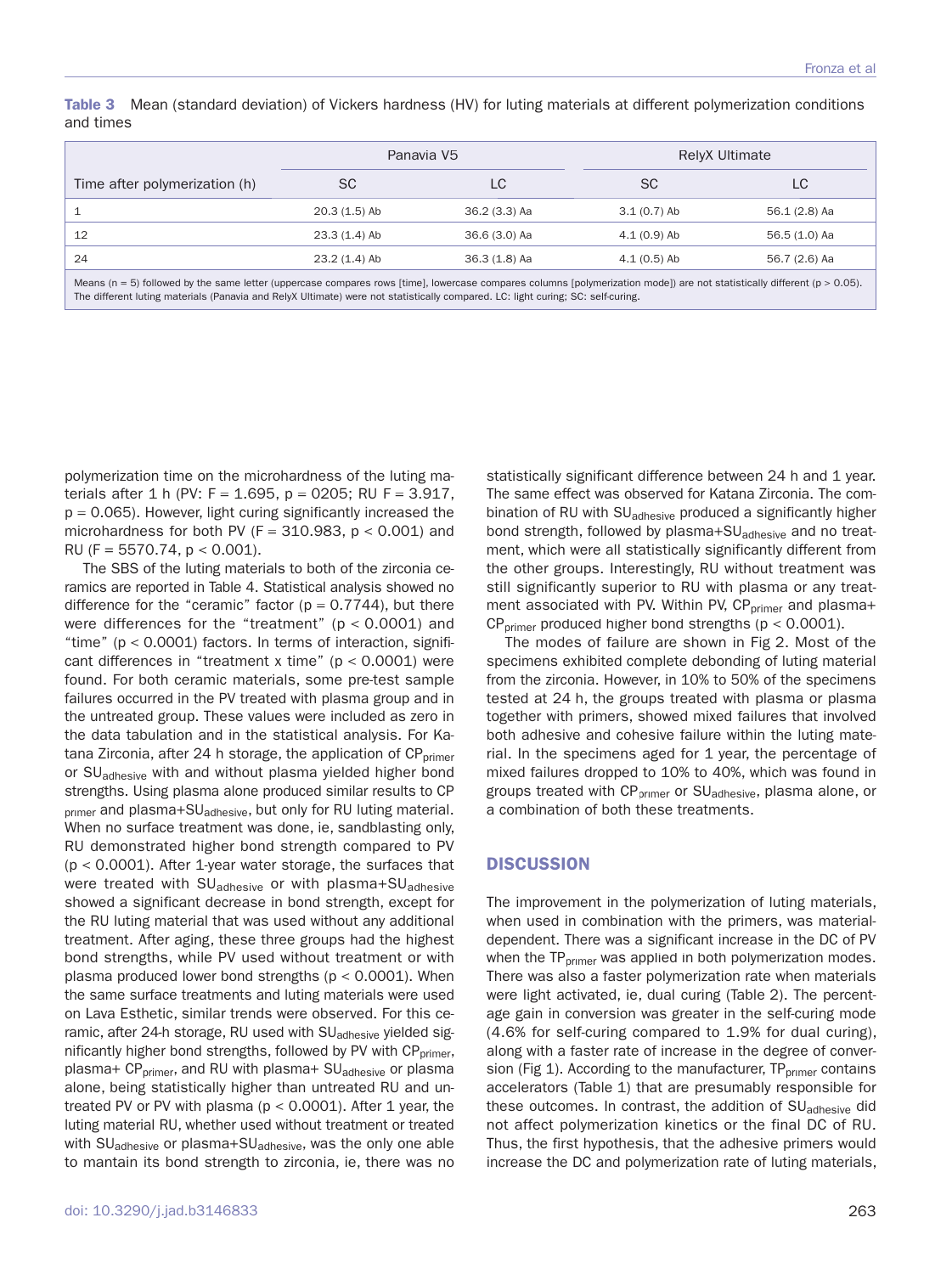**Table 3** Mean (standard deviation) of Vickers hardness (HV) for luting materials at different polymerization conditions and times

| | Panavia V5 | | RelyX Ultimate | |
|---|---|---|---|---|
| Time after polymerization (h) | SC | LC | SC | LC |
| 1 | 20.3 (1.5) Ab | 36.2 (3.3) Aa | 3.1 (0.7) Ab | 56.1 (2.8) Aa |
| 12 | 23.3 (1.4) Ab | 36.6 (3.0) Aa | 4.1 (0.9) Ab | 56.5 (1.0) Aa |
| 24 | 23.2 (1.4) Ab | 36.3 (1.8) Aa | 4.1 (0.5) Ab | 56.7 (2.6) Aa |

Means (n = 5) followed by the same letter (uppercase compares rows [time], lowercase compares columns [polymerization mode]) are not statistically different (p > 0.05). The different luting materials (Panavia and RelyX Ultimate) were not statistically compared. LC: light curing; SC: self-curing.

polymerization time on the microhardness of the luting materials after 1 h (PV: $F = 1.695$, $p = 0205$; RU $F = 3.917$, $p = 0.065$). However, light curing significantly increased the microhardness for both PV ($F = 310.983$, $p < 0.001$) and RU ($F = 5570.74$, $p < 0.001$).

The SBS of the luting materials to both of the zirconia ceramics are reported in Table 4. Statistical analysis showed no difference for the "ceramic" factor ($p = 0.7744$), but there were differences for the "treatment" ($p < 0.0001$) and "time" ($p < 0.0001$) factors. In terms of interaction, significant differences in "treatment x time" ($p < 0.0001$) were found. For both ceramic materials, some pre-test sample failures occurred in the PV treated with plasma group and in the untreated group. These values were included as zero in the data tabulation and in the statistical analysis. For Katana Zirconia, after 24 h storage, the application of $CP_{primer}$ or $SU_{adhesive}$ with and without plasma yielded higher bond strengths. Using plasma alone produced similar results to $CP_{primer}$ and plasma+$SU_{adhesive}$, but only for RU luting material. When no surface treatment was done, ie, sandblasting only, RU demonstrated higher bond strength compared to PV ($p < 0.0001$). After 1-year water storage, the surfaces that were treated with $SU_{adhesive}$ or with plasma+$SU_{adhesive}$ showed a significant decrease in bond strength, except for the RU luting material that was used without any additional treatment. After aging, these three groups had the highest bond strengths, while PV used without treatment or with plasma produced lower bond strengths ($p < 0.0001$). When the same surface treatments and luting materials were used on Lava Esthetic, similar trends were observed. For this ceramic, after 24-h storage, RU used with $SU_{adhesive}$ yielded significantly higher bond strengths, followed by PV with $CP_{primer}$, plasma+ $CP_{primer}$, and RU with plasma+ $SU_{adhesive}$ or plasma alone, being statistically higher than untreated RU and untreated PV or PV with plasma ($p < 0.0001$). After 1 year, the luting material RU, whether used without treatment or treated with $SU_{adhesive}$ or plasma+$SU_{adhesive}$, was the only one able to mantain its bond strength to zirconia, ie, there was no statistically significant difference between 24 h and 1 year. The same effect was observed for Katana Zirconia. The combination of RU with $SU_{adhesive}$ produced a significantly higher bond strength, followed by plasma+$SU_{adhesive}$ and no treatment, which were all statistically significantly different from the other groups. Interestingly, RU without treatment was still significantly superior to RU with plasma or any treatment associated with PV. Within PV, $CP_{primer}$ and plasma+ $CP_{primer}$ produced higher bond strengths ($p < 0.0001$).

The modes of failure are shown in Fig 2. Most of the specimens exhibited complete debonding of luting material from the zirconia. However, in 10% to 50% of the specimens tested at 24 h, the groups treated with plasma or plasma together with primers, showed mixed failures that involved both adhesive and cohesive failure within the luting material. In the specimens aged for 1 year, the percentage of mixed failures dropped to 10% to 40%, which was found in groups treated with $CP_{primer}$ or $SU_{adhesive}$, plasma alone, or a combination of both these treatments.

## DISCUSSION

The improvement in the polymerization of luting materials, when used in combination with the primers, was material-dependent. There was a significant increase in the DC of PV when the $TP_{primer}$ was applied in both polymerization modes. There was also a faster polymerization rate when materials were light activated, ie, dual curing (Table 2). The percentage gain in conversion was greater in the self-curing mode (4.6% for self-curing compared to 1.9% for dual curing), along with a faster rate of increase in the degree of conversion (Fig 1). According to the manufacturer, $TP_{primer}$ contains accelerators (Table 1) that are presumably responsible for these outcomes. In contrast, the addition of $SU_{adhesive}$ did not affect polymerization kinetics or the final DC of RU. Thus, the first hypothesis, that the adhesive primers would increase the DC and polymerization rate of luting materials,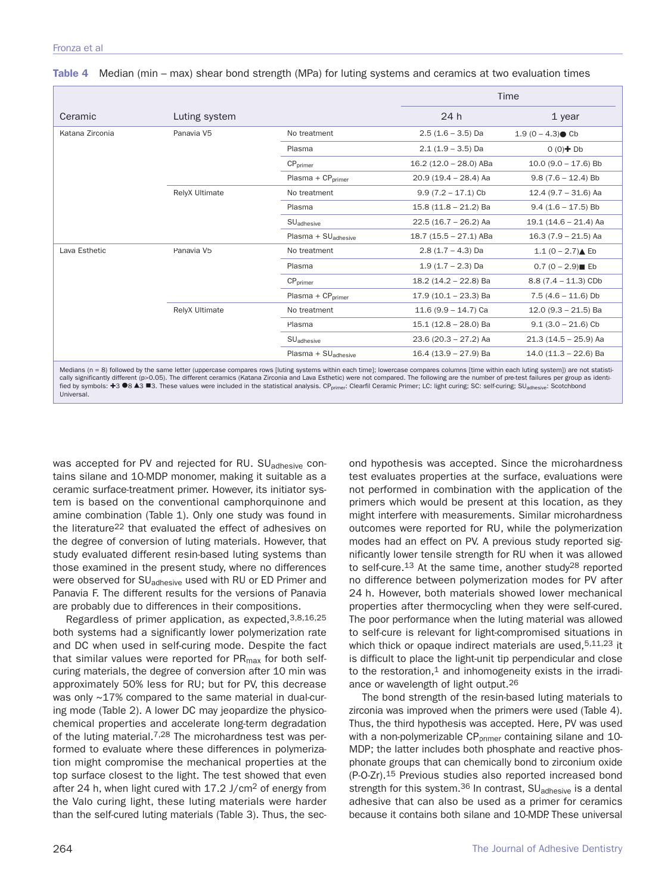**Table 4** Median (min – max) shear bond strength (MPa) for luting systems and ceramics at two evaluation times

| Ceramic | Luting system | | Time | |
|---|---|---|---|---|
| | | | 24 h | 1 year |
| Katana Zirconia | Panavia V5 | No treatment | 2.5 (1.6 – 3.5) Da | 1.9 (0 – 4.3)● Cb |
| | | Plasma | 2.1 (1.9 – 3.5) Da | 0 (0)✚ Db |
| | | $CP_{primer}$ | 16.2 (12.0 – 28.0) ABa | 10.0 (9.0 – 17.6) Bb |
| | | Plasma + $CP_{primer}$ | 20.9 (19.4 – 28.4) Aa | 9.8 (7.6 – 12.4) Bb |
| | RelyX Ultimate | No treatment | 9.9 (7.2 – 17.1) Cb | 12.4 (9.7 – 31.6) Aa |
| | | Plasma | 15.8 (11.8 – 21.2) Ba | 9.4 (1.6 – 17.5) Bb |
| | | $SU_{adhesive}$ | 22.5 (16.7 – 26.2) Aa | 19.1 (14.6 – 21.4) Aa |
| | | Plasma + $SU_{adhesive}$ | 18.7 (15.5 – 27.1) ABa | 16.3 (7.9 – 21.5) Aa |
| Lava Esthetic | Panavia V5 | No treatment | 2.8 (1.7 – 4.3) Da | 1.1 (0 – 2.7)▲ Eb |
| | | Plasma | 1.9 (1.7 – 2.3) Da | 0.7 (0 – 2.9)■ Eb |
| | | $CP_{primer}$ | 18.2 (14.2 – 22.8) Ba | 8.8 (7.4 – 11.3) CDb |
| | | Plasma + $CP_{primer}$ | 17.9 (10.1 – 23.3) Ba | 7.5 (4.6 – 11.6) Db |
| | RelyX Ultimate | No treatment | 11.6 (9.9 – 14.7) Ca | 12.0 (9.3 – 21.5) Ba |
| | | Plasma | 15.1 (12.8 – 28.0) Ba | 9.1 (3.0 – 21.6) Cb |
| | | $SU_{adhesive}$ | 23.6 (20.3 – 27.2) Aa | 21.3 (14.5 – 25.9) Aa |
| | | Plasma + $SU_{adhesive}$ | 16.4 (13.9 – 27.9) Ba | 14.0 (11.3 – 22.6) Ba |

Medians (n = 8) followed by the same letter (uppercase compares rows [luting systems within each time]; lowercase compares columns [time within each luting system]) are not statistically significantly different (p>0.05). The different ceramics (Katana Zirconia and Lava Esthetic) were not compared. The following are the number of pre-test failures per group as identified by symbols: ✚3 ●8 ▲3 ■3. These values were included in the statistical analysis. $CP_{primer}$: Clearfil Ceramic Primer; LC: light curing; SC: self-curing; $SU_{adhesive}$: Scotchbond Universal.

was accepted for PV and rejected for RU. $SU_{adhesive}$ contains silane and 10-MDP monomer, making it suitable as a ceramic surface-treatment primer. However, its initiator system is based on the conventional camphorquinone and amine combination (Table 1). Only one study was found in the literature[22] that evaluated the effect of adhesives on the degree of conversion of luting materials. However, that study evaluated different resin-based luting systems than those examined in the present study, where no differences were observed for $SU_{adhesive}$ used with RU or ED Primer and Panavia F. The different results for the versions of Panavia are probably due to differences in their compositions.

Regardless of primer application, as expected,[3,8,16,25] both systems had a significantly lower polymerization rate and DC when used in self-curing mode. Despite the fact that similar values were reported for $PR_{max}$ for both self-curing materials, the degree of conversion after 10 min was approximately 50% less for RU; but for PV, this decrease was only ~17% compared to the same material in dual-curing mode (Table 2). A lower DC may jeopardize the physicochemical properties and accelerate long-term degradation of the luting material.[7,28] The microhardness test was performed to evaluate where these differences in polymerization might compromise the mechanical properties at the top surface closest to the light. The test showed that even after 24 h, when light cured with 17.2 J/cm$^2$ of energy from the Valo curing light, these luting materials were harder than the self-cured luting materials (Table 3). Thus, the second hypothesis was accepted. Since the microhardness test evaluates properties at the surface, evaluations were not performed in combination with the application of the primers which would be present at this location, as they might interfere with measurements. Similar microhardness outcomes were reported for RU, while the polymerization modes had an effect on PV. A previous study reported significantly lower tensile strength for RU when it was allowed to self-cure.[13] At the same time, another study[28] reported no difference between polymerization modes for PV after 24 h. However, both materials showed lower mechanical properties after thermocycling when they were self-cured. The poor performance when the luting material was allowed to self-cure is relevant for light-compromised situations in which thick or opaque indirect materials are used,[5,11,23] it is difficult to place the light-unit tip perpendicular and close to the restoration,[1] and inhomogeneity exists in the irradiance or wavelength of light output.[26]

The bond strength of the resin-based luting materials to zirconia was improved when the primers were used (Table 4). Thus, the third hypothesis was accepted. Here, PV was used with a non-polymerizable $CP_{primer}$ containing silane and 10-MDP; the latter includes both phosphate and reactive phosphonate groups that can chemically bond to zirconium oxide (P-O-Zr).[15] Previous studies also reported increased bond strength for this system.[36] In contrast, $SU_{adhesive}$ is a dental adhesive that can also be used as a primer for ceramics because it contains both silane and 10-MDP. These universal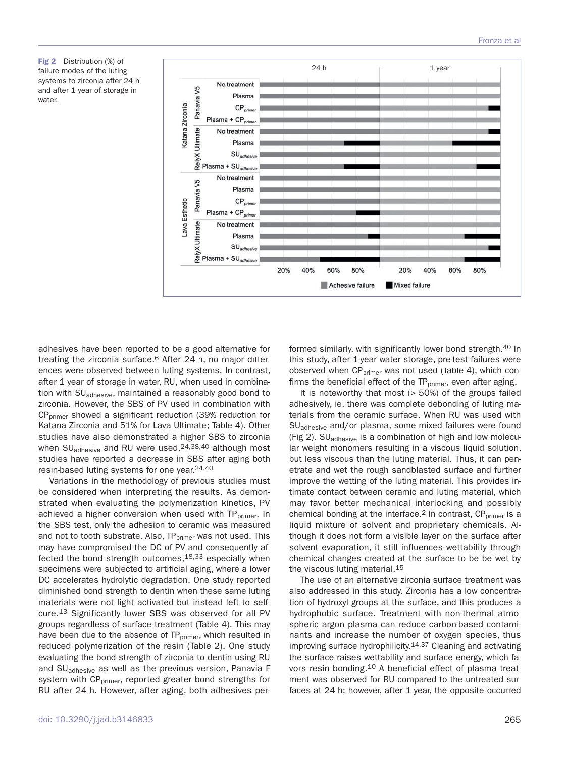Fig 2 Distribution (%) of failure modes of the luting systems to zirconia after 24 h and after 1 year of storage in water.

adhesives have been reported to be a good alternative for treating the zirconia surface.[6] After 24 h, no major differences were observed between luting systems. In contrast, after 1 year of storage in water, RU, when used in combination with $SU_{adhesive}$, maintained a reasonably good bond to zirconia. However, the SBS of PV used in combination with $CP_{primer}$ showed a significant reduction (39% reduction for Katana Zirconia and 51% for Lava Ultimate; Table 4). Other studies have also demonstrated a higher SBS to zirconia when $SU_{adhesive}$ and RU were used,[24,38,40] although most studies have reported a decrease in SBS after aging both resin-based luting systems for one year.[24,40]

Variations in the methodology of previous studies must be considered when interpreting the results. As demonstrated when evaluating the polymerization kinetics, PV achieved a higher conversion when used with $TP_{primer}$. In the SBS test, only the adhesion to ceramic was measured and not to tooth substrate. Also, $TP_{primer}$ was not used. This may have compromised the DC of PV and consequently affected the bond strength outcomes,[18,33] especially when specimens were subjected to artificial aging, where a lower DC accelerates hydrolytic degradation. One study reported diminished bond strength to dentin when these same luting materials were not light activated but instead left to self-cure.[13] Significantly lower SBS was observed for all PV groups regardless of surface treatment (Table 4). This may have been due to the absence of $TP_{primer}$, which resulted in reduced polymerization of the resin (Table 2). One study evaluating the bond strength of zirconia to dentin using RU and $SU_{adhesive}$ as well as the previous version, Panavia F system with $CP_{primer}$, reported greater bond strengths for RU after 24 h. However, after aging, both adhesives performed similarly, with significantly lower bond strength.[40] In this study, after 1-year water storage, pre-test failures were observed when $CP_{primer}$ was not used (Table 4), which confirms the beneficial effect of the $TP_{primer}$, even after aging.

It is noteworthy that most (> 50%) of the groups failed adhesively, ie, there was complete debonding of luting materials from the ceramic surface. When RU was used with $SU_{adhesive}$ and/or plasma, some mixed failures were found (Fig 2). $SU_{adhesive}$ is a combination of high and low molecular weight monomers resulting in a viscous liquid solution, but less viscous than the luting material. Thus, it can penetrate and wet the rough sandblasted surface and further improve the wetting of the luting material. This provides intimate contact between ceramic and luting material, which may favor better mechanical interlocking and possibly chemical bonding at the interface.[2] In contrast, $CP_{primer}$ is a liquid mixture of solvent and proprietary chemicals. Although it does not form a visible layer on the surface after solvent evaporation, it still influences wettability through chemical changes created at the surface to be be wet by the viscous luting material.[15]

The use of an alternative zirconia surface treatment was also addressed in this study. Zirconia has a low concentration of hydroxyl groups at the surface, and this produces a hydrophobic surface. Treatment with non-thermal atmospheric argon plasma can reduce carbon-based contaminants and increase the number of oxygen species, thus improving surface hydrophilicity.[14,37] Cleaning and activating the surface raises wettability and surface energy, which favors resin bonding.[10] A beneficial effect of plasma treatment was observed for RU compared to the untreated surfaces at 24 h; however, after 1 year, the opposite occurred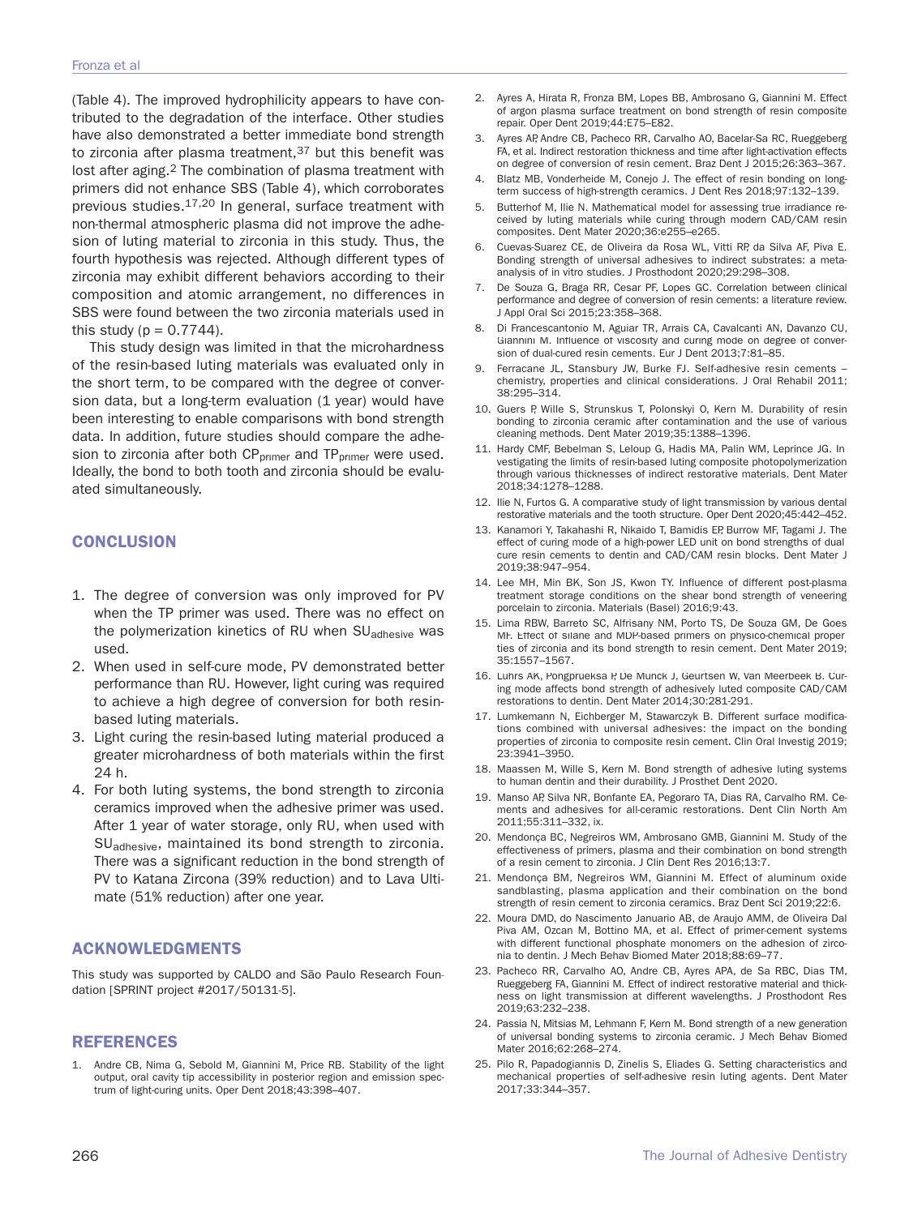(Table 4). The improved hydrophilicity appears to have contributed to the degradation of the interface. Other studies have also demonstrated a better immediate bond strength to zirconia after plasma treatment,[37] but this benefit was lost after aging.[2] The combination of plasma treatment with primers did not enhance SBS (Table 4), which corroborates previous studies.[17,20] In general, surface treatment with non-thermal atmospheric plasma did not improve the adhesion of luting material to zirconia in this study. Thus, the fourth hypothesis was rejected. Although different types of zirconia may exhibit different behaviors according to their composition and atomic arrangement, no differences in SBS were found between the two zirconia materials used in this study ($p = 0.7744$).

This study design was limited in that the microhardness of the resin-based luting materials was evaluated only in the short term, to be compared with the degree of conversion data, but a long-term evaluation (1 year) would have been interesting to enable comparisons with bond strength data. In addition, future studies should compare the adhesion to zirconia after both $CP_{primer}$ and $TP_{primer}$ were used. Ideally, the bond to both tooth and zirconia should be evaluated simultaneously.

## CONCLUSION

1. The degree of conversion was only improved for PV when the TP primer was used. There was no effect on the polymerization kinetics of RU when $SU_{adhesive}$ was used.
2. When used in self-cure mode, PV demonstrated better performance than RU. However, light curing was required to achieve a high degree of conversion for both resin-based luting materials.
3. Light curing the resin-based luting material produced a greater microhardness of both materials within the first 24 h.
4. For both luting systems, the bond strength to zirconia ceramics improved when the adhesive primer was used. After 1 year of water storage, only RU, when used with $SU_{adhesive}$, maintained its bond strength to zirconia. There was a significant reduction in the bond strength of PV to Katana Zircona (39% reduction) and to Lava Ultimate (51% reduction) after one year.

## ACKNOWLEDGMENTS

This study was supported by CALDO and São Paulo Research Foundation [SPRINT project #2017/50131-5].

## REFERENCES

1. Andre CB, Nima G, Sebold M, Giannini M, Price RB. Stability of the light output, oral cavity tip accessibility in posterior region and emission spectrum of light-curing units. Oper Dent 2018;43:398–407.
2. Ayres A, Hirata R, Fronza BM, Lopes BB, Ambrosano G, Giannini M. Effect of argon plasma surface treatment on bond strength of resin composite repair. Oper Dent 2019;44:E75–E82.
3. Ayres AP, Andre CB, Pacheco RR, Carvalho AO, Bacelar-Sa RC, Rueggeberg FA, et al. Indirect restoration thickness and time after light-activation effects on degree of conversion of resin cement. Braz Dent J 2015;26:363–367.
4. Blatz MB, Vonderheide M, Conejo J. The effect of resin bonding on long-term success of high-strength ceramics. J Dent Res 2018;97:132–139.
5. Butterhof M, Ilie N. Mathematical model for assessing true irradiance received by luting materials while curing through modern CAD/CAM resin composites. Dent Mater 2020;36:e255–e265.
6. Cuevas-Suarez CE, de Oliveira da Rosa WL, Vitti RP, da Silva AF, Piva E. Bonding strength of universal adhesives to indirect substrates: a meta-analysis of in vitro studies. J Prosthodont 2020;29:298–308.
7. De Souza G, Braga RR, Cesar PF, Lopes GC. Correlation between clinical performance and degree of conversion of resin cements: a literature review. J Appl Oral Sci 2015;23:358–368.
8. Di Francescantonio M, Aguiar TR, Arrais CA, Cavalcanti AN, Davanzo CU, Giannini M. Influence of viscosity and curing mode on degree of conversion of dual-cured resin cements. Eur J Dent 2013;7:81–85.
9. Ferracane JL, Stansbury JW, Burke FJ. Self-adhesive resin cements – chemistry, properties and clinical considerations. J Oral Rehabil 2011; 38:295–314.
10. Guers P, Wille S, Strunskus T, Polonskyi O, Kern M. Durability of resin bonding to zirconia ceramic after contamination and the use of various cleaning methods. Dent Mater 2019;35:1388–1396.
11. Hardy CMF, Bebelman S, Leloup G, Hadis MA, Palin WM, Leprince JG. Investigating the limits of resin-based luting composite photopolymerization through various thicknesses of indirect restorative materials. Dent Mater 2018;34:1278–1288.
12. Ilie N, Furtos G. A comparative study of light transmission by various dental restorative materials and the tooth structure. Oper Dent 2020;45:442–452.
13. Kanamori Y, Takahashi R, Nikaido T, Bamidis EP, Burrow MF, Tagami J. The effect of curing mode of a high-power LED unit on bond strengths of dual cure resin cements to dentin and CAD/CAM resin blocks. Dent Mater J 2019;38:947–954.
14. Lee MH, Min BK, Son JS, Kwon TY. Influence of different post-plasma treatment storage conditions on the shear bond strength of veneering porcelain to zirconia. Materials (Basel) 2016;9:43.
15. Lima RBW, Barreto SC, Alfrisany NM, Porto TS, De Souza GM, De Goes MF. Effect of silane and MDP-based primers on physico-chemical properties of zirconia and its bond strength to resin cement. Dent Mater 2019; 35:1557–1567.
16. Luhrs AK, Pongprueksa P, De Munck J, Geurtsen W, Van Meerbeek B. Curing mode affects bond strength of adhesively luted composite CAD/CAM restorations to dentin. Dent Mater 2014;30:281-291.
17. Lumkemann N, Eichberger M, Stawarczyk B. Different surface modifications combined with universal adhesives: the impact on the bonding properties of zirconia to composite resin cement. Clin Oral Investig 2019; 23:3941–3950.
18. Maassen M, Wille S, Kern M. Bond strength of adhesive luting systems to human dentin and their durability. J Prosthet Dent 2020.
19. Manso AP, Silva NR, Bonfante EA, Pegoraro TA, Dias RA, Carvalho RM. Cements and adhesives for all-ceramic restorations. Dent Clin North Am 2011;55:311–332, ix.
20. Mendonça BC, Negreiros WM, Ambrosano GMB, Giannini M. Study of the effectiveness of primers, plasma and their combination on bond strength of a resin cement to zirconia. J Clin Dent Res 2016;13:7.
21. Mendonça BM, Negreiros WM, Giannini M. Effect of aluminum oxide sandblasting, plasma application and their combination on the bond strength of resin cement to zirconia ceramics. Braz Dent Sci 2019;22:6.
22. Moura DMD, do Nascimento Januario AB, de Araujo AMM, de Oliveira Dal Piva AM, Ozcan M, Bottino MA, et al. Effect of primer-cement systems with different functional phosphate monomers on the adhesion of zirconia to dentin. J Mech Behav Biomed Mater 2018;88:69–77.
23. Pacheco RR, Carvalho AO, Andre CB, Ayres APA, de Sa RBC, Dias TM, Rueggeberg FA, Giannini M. Effect of indirect restorative material and thickness on light transmission at different wavelengths. J Prosthodont Res 2019;63:232–238.
24. Passia N, Mitsias M, Lehmann F, Kern M. Bond strength of a new generation of universal bonding systems to zirconia ceramic. J Mech Behav Biomed Mater 2016;62:268–274.
25. Pilo R, Papadogiannis D, Zinelis S, Eliades G. Setting characteristics and mechanical properties of self-adhesive resin luting agents. Dent Mater 2017;33:344–357.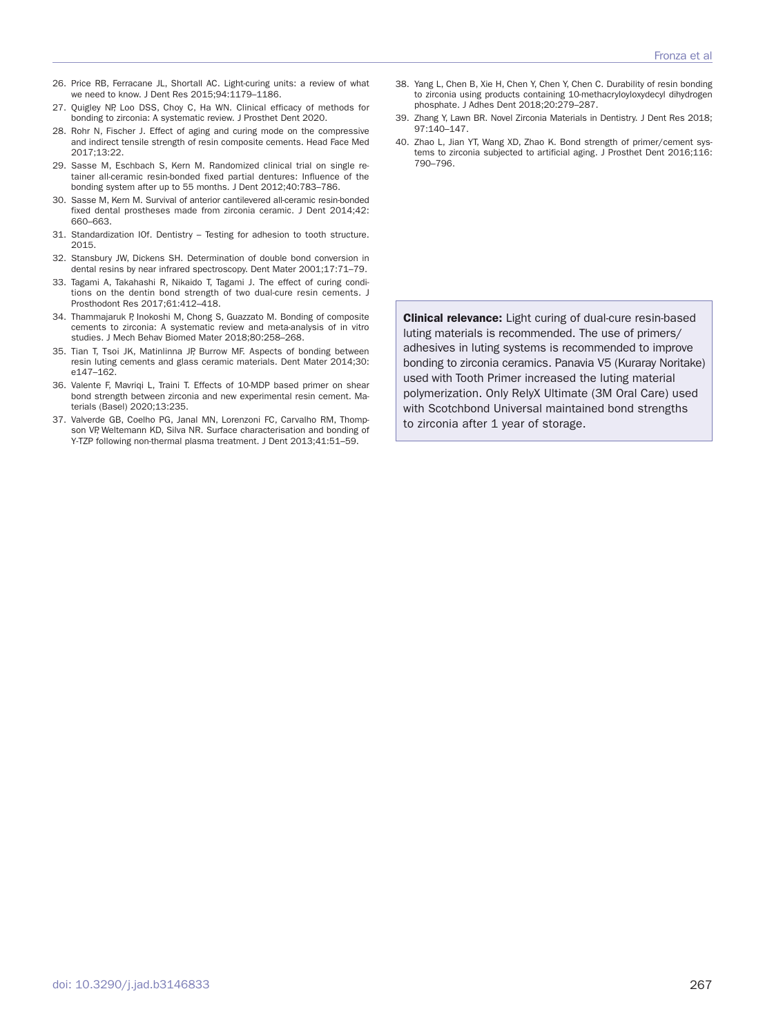26. Price RB, Ferracane JL, Shortall AC. Light-curing units: a review of what we need to know. J Dent Res 2015;94:1179–1186.
27. Quigley NP, Loo DSS, Choy C, Ha WN. Clinical efficacy of methods for bonding to zirconia: A systematic review. J Prosthet Dent 2020.
28. Rohr N, Fischer J. Effect of aging and curing mode on the compressive and indirect tensile strength of resin composite cements. Head Face Med 2017;13:22.
29. Sasse M, Eschbach S, Kern M. Randomized clinical trial on single retainer all-ceramic resin-bonded fixed partial dentures: Influence of the bonding system after up to 55 months. J Dent 2012;40:783–786.
30. Sasse M, Kern M. Survival of anterior cantilevered all-ceramic resin-bonded fixed dental prostheses made from zirconia ceramic. J Dent 2014;42: 660–663.
31. Standardization IOf. Dentistry – Testing for adhesion to tooth structure. 2015.
32. Stansbury JW, Dickens SH. Determination of double bond conversion in dental resins by near infrared spectroscopy. Dent Mater 2001;17:71–79.
33. Tagami A, Takahashi R, Nikaido T, Tagami J. The effect of curing conditions on the dentin bond strength of two dual-cure resin cements. J Prosthodont Res 2017;61:412–418.
34. Thammajaruk P, Inokoshi M, Chong S, Guazzato M. Bonding of composite cements to zirconia: A systematic review and meta-analysis of in vitro studies. J Mech Behav Biomed Mater 2018;80:258–268.
35. Tian T, Tsoi JK, Matinlinna JP, Burrow MF. Aspects of bonding between resin luting cements and glass ceramic materials. Dent Mater 2014;30: e147–162.
36. Valente F, Mavriqi L, Traini T. Effects of 10-MDP based primer on shear bond strength between zirconia and new experimental resin cement. Materials (Basel) 2020;13:235.
37. Valverde GB, Coelho PG, Janal MN, Lorenzoni FC, Carvalho RM, Thompson VP, Weltemann KD, Silva NR. Surface characterisation and bonding of Y-TZP following non-thermal plasma treatment. J Dent 2013;41:51–59.
38. Yang L, Chen B, Xie H, Chen Y, Chen Y, Chen C. Durability of resin bonding to zirconia using products containing 10-methacryloyloxydecyl dihydrogen phosphate. J Adhes Dent 2018;20:279–287.
39. Zhang Y, Lawn BR. Novel Zirconia Materials in Dentistry. J Dent Res 2018; 97:140–147.
40. Zhao L, Jian YT, Wang XD, Zhao K. Bond strength of primer/cement systems to zirconia subjected to artificial aging. J Prosthet Dent 2016;116: 790–796.

**Clinical relevance:** Light curing of dual-cure resin-based luting materials is recommended. The use of primers/adhesives in luting systems is recommended to improve bonding to zirconia ceramics. Panavia V5 (Kuraray Noritake) used with Tooth Primer increased the luting material polymerization. Only RelyX Ultimate (3M Oral Care) used with Scotchbond Universal maintained bond strengths to zirconia after 1 year of storage.